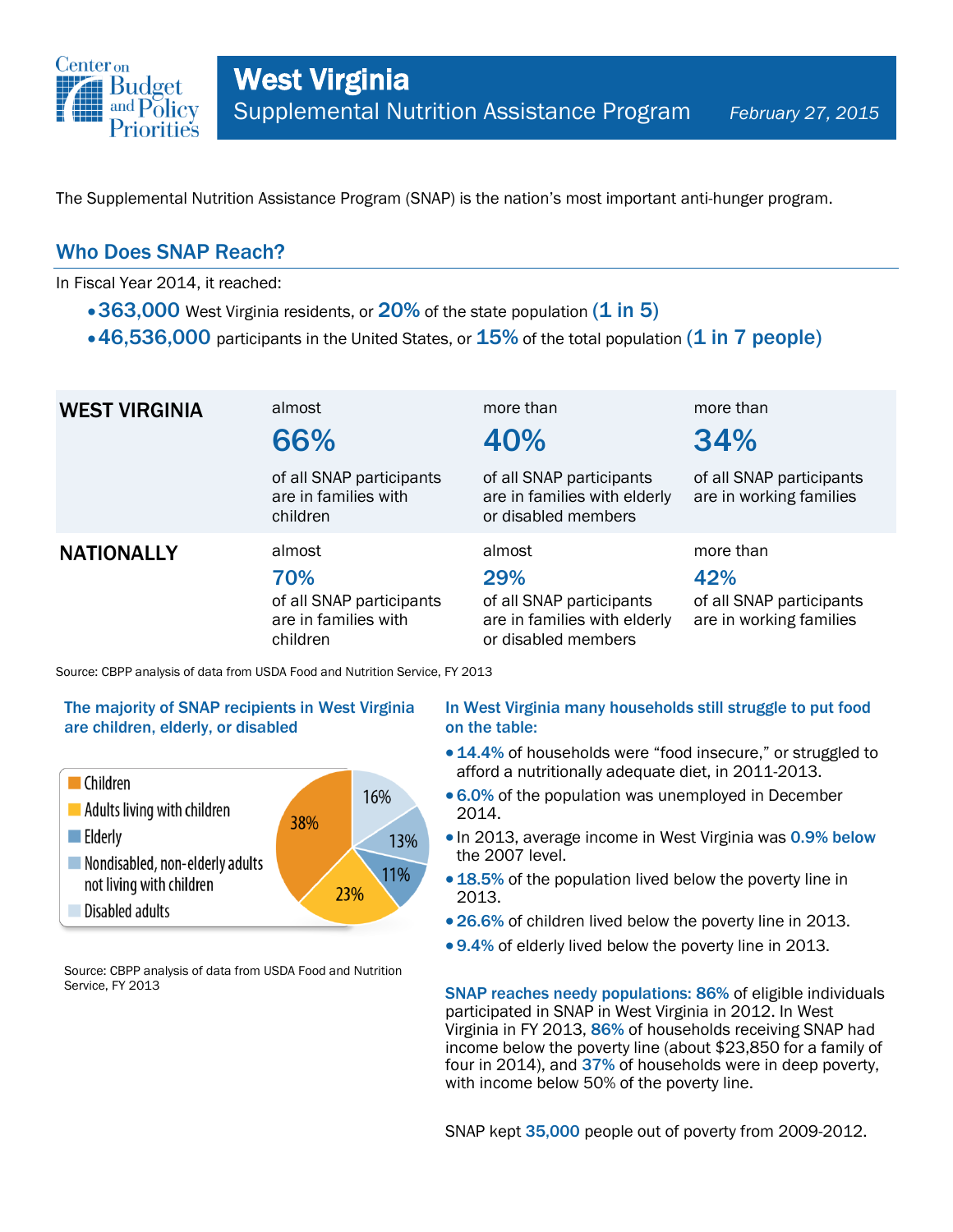Center on Budget and Policy Priorities

# West Virginia

## Supplemental Nutrition Assistance Program

*February 27, 2015*

The Supplemental Nutrition Assistance Program (SNAP) is the nation's most important anti-hunger program.

## Who Does SNAP Reach?

In Fiscal Year 2014, it reached:

- **363,000** West Virginia residents, or **20%** of the state population **(1 in 5)**
- **46,536,000** participants in the United States, or **15%** of the total population **(1 in 7 people)**

| | | | |
|---|---|---|---|
| **WEST VIRGINIA** | almost **66%** of all SNAP participants are in families with children | more than **40%** of all SNAP participants are in families with elderly or disabled members | more than **34%** of all SNAP participants are in working families |
| **NATIONALLY** | almost **70%** of all SNAP participants are in families with children | almost **29%** of all SNAP participants are in families with elderly or disabled members | more than **42%** of all SNAP participants are in working families |

Source: CBPP analysis of data from USDA Food and Nutrition Service, FY 2013

### The majority of SNAP recipients in West Virginia are children, elderly, or disabled

| Category | Share |
|---|---|
| Children | 38% |
| Adults living with children | 23% |
| Elderly | 11% |
| Nondisabled, non-elderly adults not living with children | 13% |
| Disabled adults | 16% |

Source: CBPP analysis of data from USDA Food and Nutrition Service, FY 2013

### In West Virginia many households still struggle to put food on the table:

- **14.4%** of households were "food insecure," or struggled to afford a nutritionally adequate diet, in 2011-2013.
- **6.0%** of the population was unemployed in December 2014.
- In 2013, average income in West Virginia was **0.9% below** the 2007 level.
- **18.5%** of the population lived below the poverty line in 2013.
- **26.6%** of children lived below the poverty line in 2013.
- **9.4%** of elderly lived below the poverty line in 2013.

**SNAP reaches needy populations: 86%** of eligible individuals participated in SNAP in West Virginia in 2012. In West Virginia in FY 2013, **86%** of households receiving SNAP had income below the poverty line (about $23,850 for a family of four in 2014), and **37%** of households were in deep poverty, with income below 50% of the poverty line.

SNAP kept **35,000** people out of poverty from 2009-2012.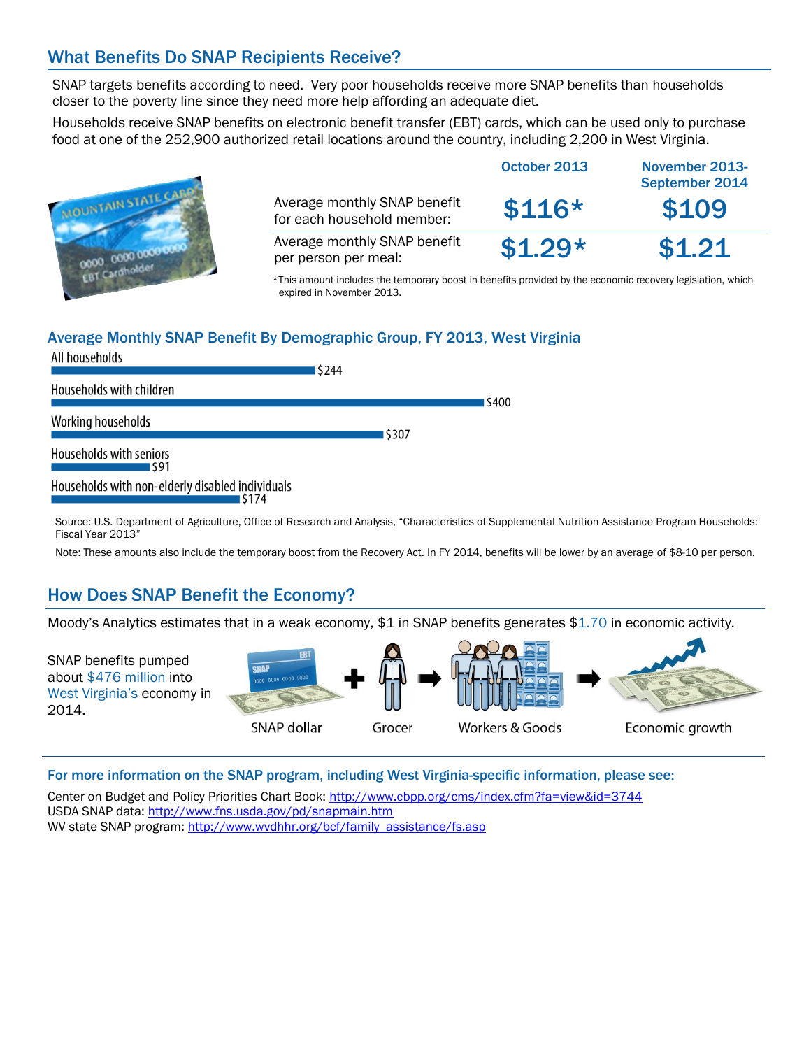## What Benefits Do SNAP Recipients Receive?

SNAP targets benefits according to need. Very poor households receive more SNAP benefits than households closer to the poverty line since they need more help affording an adequate diet.

Households receive SNAP benefits on electronic benefit transfer (EBT) cards, which can be used only to purchase food at one of the 252,900 authorized retail locations around the country, including 2,200 in West Virginia.

| | October 2013 | November 2013-September 2014 |
|---|---|---|
| Average monthly SNAP benefit for each household member: | $116* | $109 |
| Average monthly SNAP benefit per person per meal: | $1.29* | $1.21 |

*This amount includes the temporary boost in benefits provided by the economic recovery legislation, which expired in November 2013.

### Average Monthly SNAP Benefit By Demographic Group, FY 2013, West Virginia

All households
$244
Households with children
$400
Working households
$307
Households with seniors
$91
Households with non-elderly disabled individuals
$174

Source: U.S. Department of Agriculture, Office of Research and Analysis, "Characteristics of Supplemental Nutrition Assistance Program Households: Fiscal Year 2013"

Note: These amounts also include the temporary boost from the Recovery Act. In FY 2014, benefits will be lower by an average of $8-10 per person.

## How Does SNAP Benefit the Economy?

Moody's Analytics estimates that in a weak economy, $1 in SNAP benefits generates $1.70 in economic activity.

SNAP benefits pumped about $476 million into West Virginia's economy in 2014.

SNAP dollar + Grocer → Workers & Goods → Economic growth

---

**For more information on the SNAP program, including West Virginia-specific information, please see:**

Center on Budget and Policy Priorities Chart Book: http://www.cbpp.org/cms/index.cfm?fa=view&id=3744
USDA SNAP data: http://www.fns.usda.gov/pd/snapmain.htm
WV state SNAP program: http://www.wvdhhr.org/bcf/family_assistance/fs.asp